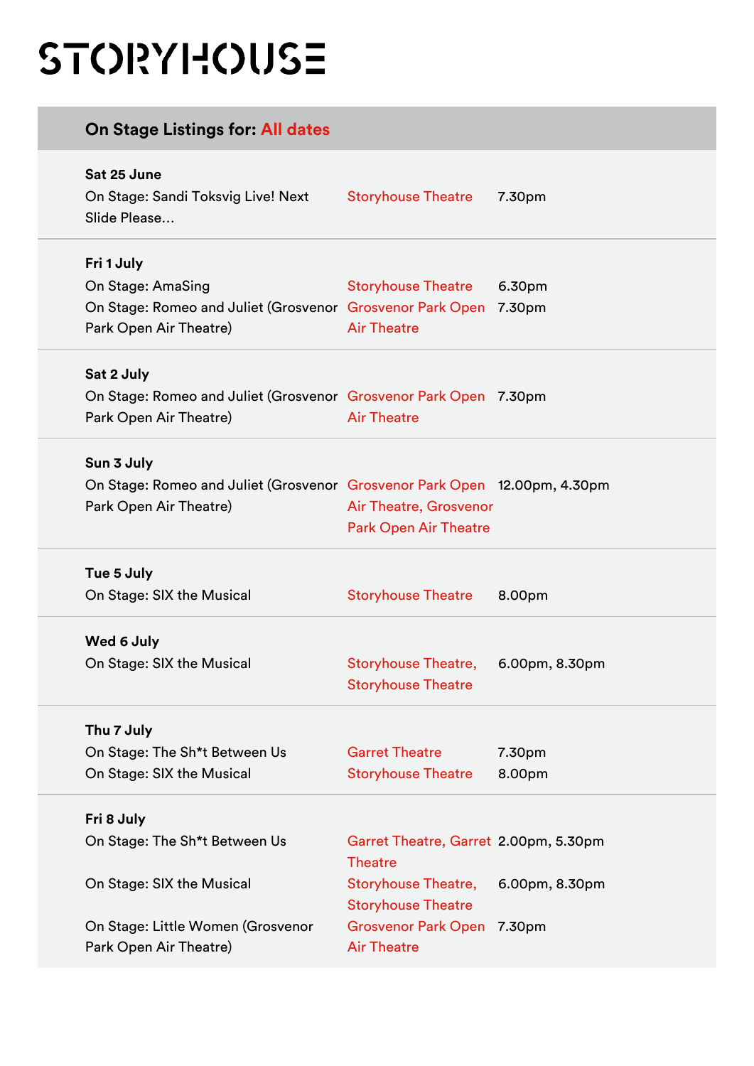# STORYHOUSE

## On Stage Listings for: All dates

**Sat 25 June**

| | | |
|---|---|---|
| On Stage: Sandi Toksvig Live! Next Slide Please... | Storyhouse Theatre | 7.30pm |

**Fri 1 July**

| | | |
|---|---|---|
| On Stage: AmaSing | Storyhouse Theatre | 6.30pm |
| On Stage: Romeo and Juliet (Grosvenor Park Open Air Theatre) | Grosvenor Park Open Air Theatre | 7.30pm |

**Sat 2 July**

| | | |
|---|---|---|
| On Stage: Romeo and Juliet (Grosvenor Park Open Air Theatre) | Grosvenor Park Open Air Theatre | 7.30pm |

**Sun 3 July**

| | | |
|---|---|---|
| On Stage: Romeo and Juliet (Grosvenor Park Open Air Theatre) | Grosvenor Park Open Air Theatre, Grosvenor Park Open Air Theatre | 12.00pm, 4.30pm |

**Tue 5 July**

| | | |
|---|---|---|
| On Stage: SIX the Musical | Storyhouse Theatre | 8.00pm |

**Wed 6 July**

| | | |
|---|---|---|
| On Stage: SIX the Musical | Storyhouse Theatre, Storyhouse Theatre | 6.00pm, 8.30pm |

**Thu 7 July**

| | | |
|---|---|---|
| On Stage: The Sh*t Between Us | Garret Theatre | 7.30pm |
| On Stage: SIX the Musical | Storyhouse Theatre | 8.00pm |

**Fri 8 July**

| | | |
|---|---|---|
| On Stage: The Sh*t Between Us | Garret Theatre, Garret Theatre | 2.00pm, 5.30pm |
| On Stage: SIX the Musical | Storyhouse Theatre, Storyhouse Theatre | 6.00pm, 8.30pm |
| On Stage: Little Women (Grosvenor Park Open Air Theatre) | Grosvenor Park Open Air Theatre | 7.30pm |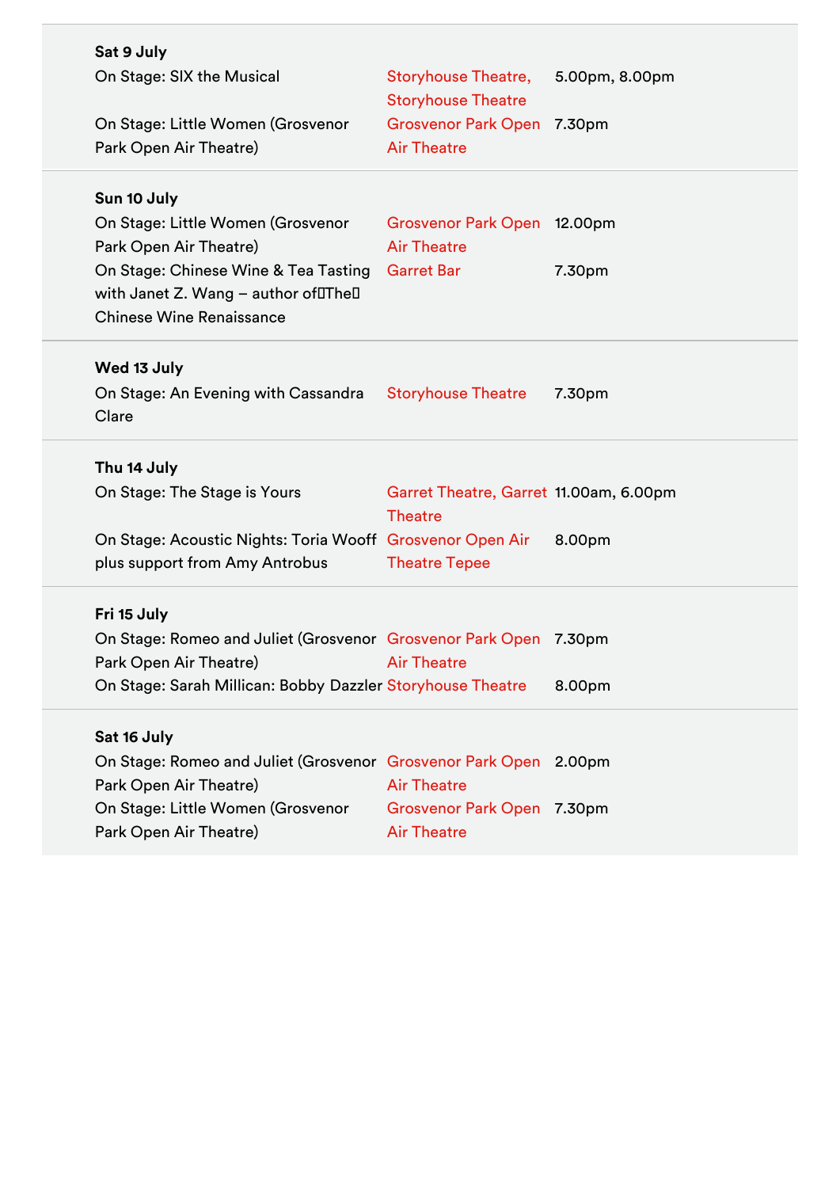**Sat 9 July**

| Event | Venue | Time |
|---|---|---|
| On Stage: SIX the Musical | Storyhouse Theatre, Storyhouse Theatre | 5.00pm, 8.00pm |
| On Stage: Little Women (Grosvenor Park Open Air Theatre) | Grosvenor Park Open Air Theatre | 7.30pm |

**Sun 10 July**

| Event | Venue | Time |
|---|---|---|
| On Stage: Little Women (Grosvenor Park Open Air Theatre) | Grosvenor Park Open Air Theatre | 12.00pm |
| On Stage: Chinese Wine & Tea Tasting with Janet Z. Wang – author of The Chinese Wine Renaissance | Garret Bar | 7.30pm |

**Wed 13 July**

| Event | Venue | Time |
|---|---|---|
| On Stage: An Evening with Cassandra Clare | Storyhouse Theatre | 7.30pm |

**Thu 14 July**

| Event | Venue | Time |
|---|---|---|
| On Stage: The Stage is Yours | Garret Theatre, Garret Theatre | 11.00am, 6.00pm |
| On Stage: Acoustic Nights: Toria Wooff plus support from Amy Antrobus | Grosvenor Open Air Theatre Tepee | 8.00pm |

**Fri 15 July**

| Event | Venue | Time |
|---|---|---|
| On Stage: Romeo and Juliet (Grosvenor Park Open Air Theatre) | Grosvenor Park Open Air Theatre | 7.30pm |
| On Stage: Sarah Millican: Bobby Dazzler | Storyhouse Theatre | 8.00pm |

**Sat 16 July**

| Event | Venue | Time |
|---|---|---|
| On Stage: Romeo and Juliet (Grosvenor Park Open Air Theatre) | Grosvenor Park Open Air Theatre | 2.00pm |
| On Stage: Little Women (Grosvenor Park Open Air Theatre) | Grosvenor Park Open Air Theatre | 7.30pm |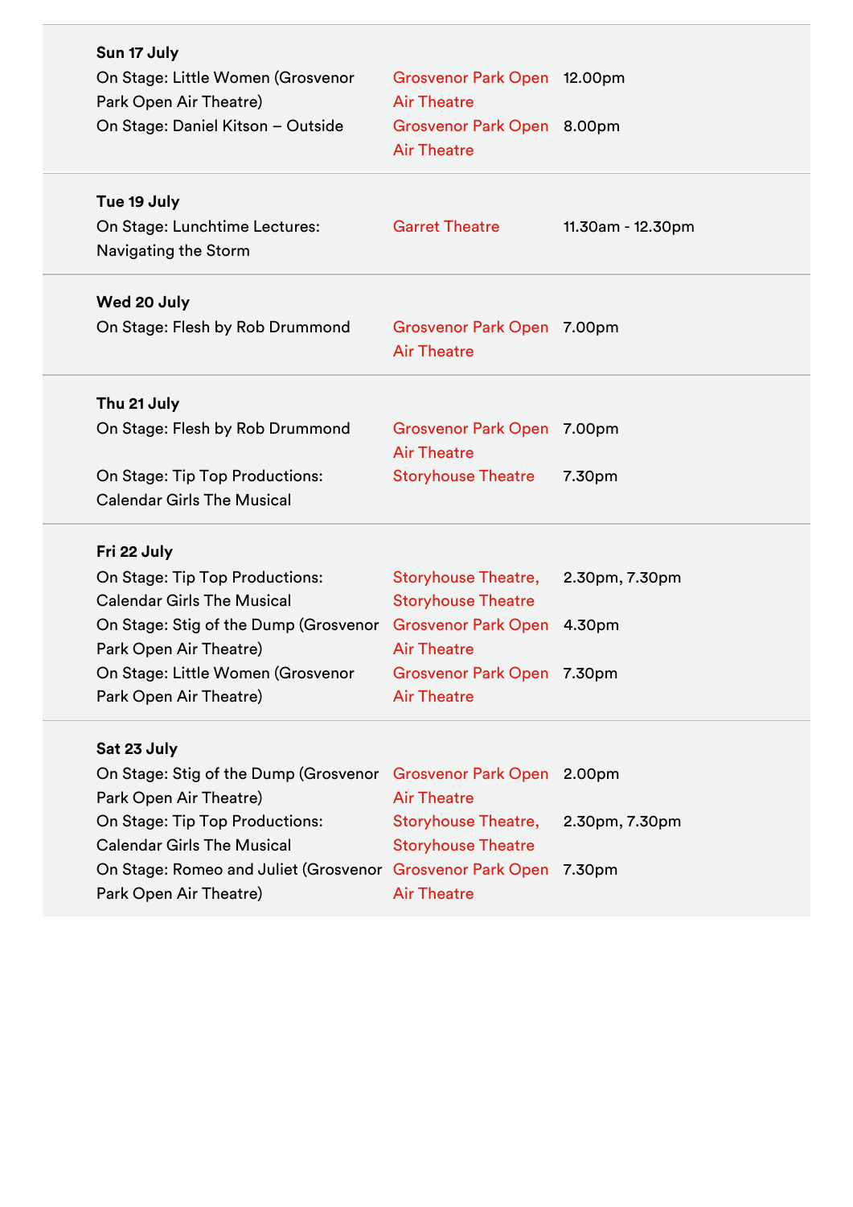**Sun 17 July**

| Event | Venue | Time |
|---|---|---|
| On Stage: Little Women (Grosvenor Park Open Air Theatre) | Grosvenor Park Open Air Theatre | 12.00pm |
| On Stage: Daniel Kitson – Outside | Grosvenor Park Open Air Theatre | 8.00pm |

**Tue 19 July**

| Event | Venue | Time |
|---|---|---|
| On Stage: Lunchtime Lectures: Navigating the Storm | Garret Theatre | 11.30am - 12.30pm |

**Wed 20 July**

| Event | Venue | Time |
|---|---|---|
| On Stage: Flesh by Rob Drummond | Grosvenor Park Open Air Theatre | 7.00pm |

**Thu 21 July**

| Event | Venue | Time |
|---|---|---|
| On Stage: Flesh by Rob Drummond | Grosvenor Park Open Air Theatre | 7.00pm |
| On Stage: Tip Top Productions: Calendar Girls The Musical | Storyhouse Theatre | 7.30pm |

**Fri 22 July**

| Event | Venue | Time |
|---|---|---|
| On Stage: Tip Top Productions: Calendar Girls The Musical | Storyhouse Theatre, Storyhouse Theatre | 2.30pm, 7.30pm |
| On Stage: Stig of the Dump (Grosvenor Park Open Air Theatre) | Grosvenor Park Open Air Theatre | 4.30pm |
| On Stage: Little Women (Grosvenor Park Open Air Theatre) | Grosvenor Park Open Air Theatre | 7.30pm |

**Sat 23 July**

| Event | Venue | Time |
|---|---|---|
| On Stage: Stig of the Dump (Grosvenor Park Open Air Theatre) | Grosvenor Park Open Air Theatre | 2.00pm |
| On Stage: Tip Top Productions: Calendar Girls The Musical | Storyhouse Theatre, Storyhouse Theatre | 2.30pm, 7.30pm |
| On Stage: Romeo and Juliet (Grosvenor Park Open Air Theatre) | Grosvenor Park Open Air Theatre | 7.30pm |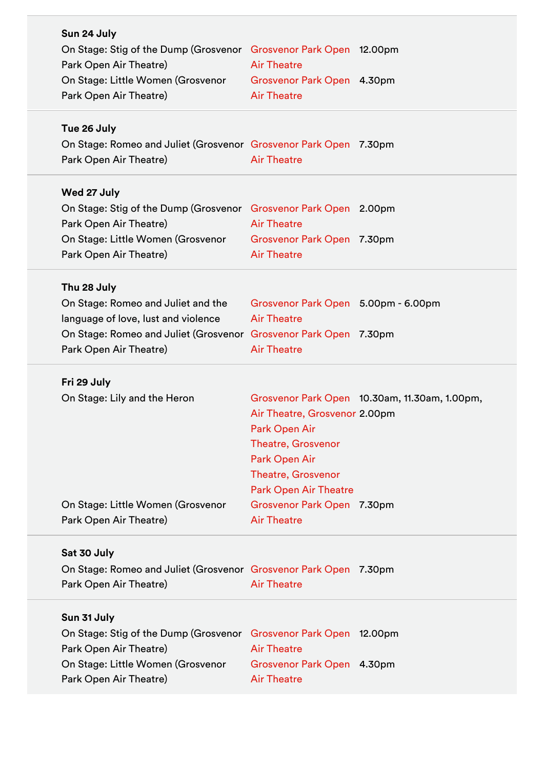**Sun 24 July**

| | | |
|---|---|---|
| On Stage: Stig of the Dump (Grosvenor Park Open Air Theatre) | Grosvenor Park Open Air Theatre | 12.00pm |
| On Stage: Little Women (Grosvenor Park Open Air Theatre) | Grosvenor Park Open Air Theatre | 4.30pm |

**Tue 26 July**

| | | |
|---|---|---|
| On Stage: Romeo and Juliet (Grosvenor Park Open Air Theatre) | Grosvenor Park Open Air Theatre | 7.30pm |

**Wed 27 July**

| | | |
|---|---|---|
| On Stage: Stig of the Dump (Grosvenor Park Open Air Theatre) | Grosvenor Park Open Air Theatre | 2.00pm |
| On Stage: Little Women (Grosvenor Park Open Air Theatre) | Grosvenor Park Open Air Theatre | 7.30pm |

**Thu 28 July**

| | | |
|---|---|---|
| On Stage: Romeo and Juliet and the language of love, lust and violence | Grosvenor Park Open Air Theatre | 5.00pm - 6.00pm |
| On Stage: Romeo and Juliet (Grosvenor Park Open Air Theatre) | Grosvenor Park Open Air Theatre | 7.30pm |

**Fri 29 July**

| | | |
|---|---|---|
| On Stage: Lily and the Heron | Grosvenor Park Open Air Theatre, Grosvenor Park Open Air Theatre, Grosvenor Park Open Air Theatre, Grosvenor Park Open Air Theatre | 10.30am, 11.30am, 1.00pm, 2.00pm |
| On Stage: Little Women (Grosvenor Park Open Air Theatre) | Grosvenor Park Open Air Theatre | 7.30pm |

**Sat 30 July**

| | | |
|---|---|---|
| On Stage: Romeo and Juliet (Grosvenor Park Open Air Theatre) | Grosvenor Park Open Air Theatre | 7.30pm |

**Sun 31 July**

| | | |
|---|---|---|
| On Stage: Stig of the Dump (Grosvenor Park Open Air Theatre) | Grosvenor Park Open Air Theatre | 12.00pm |
| On Stage: Little Women (Grosvenor Park Open Air Theatre) | Grosvenor Park Open Air Theatre | 4.30pm |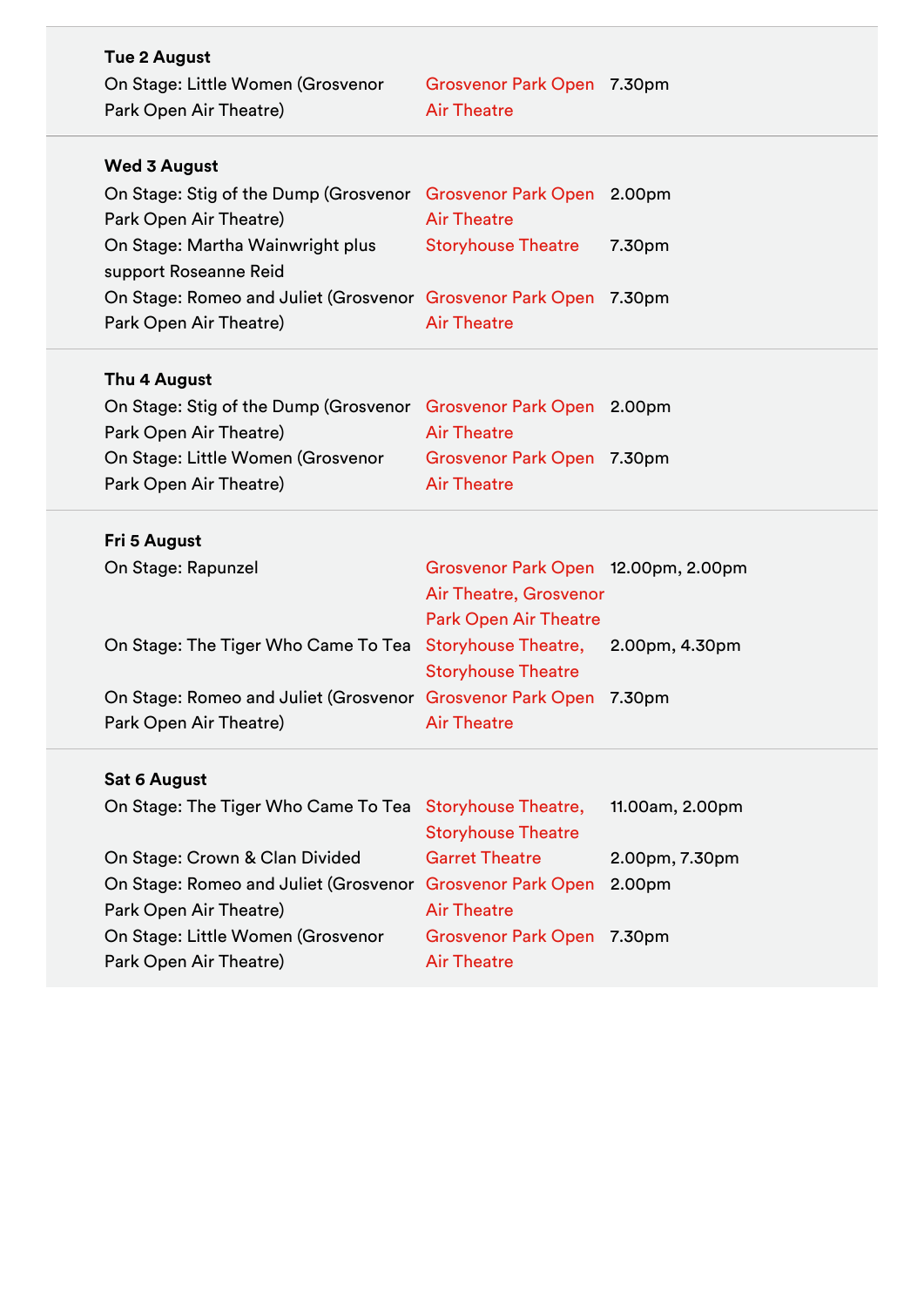**Tue 2 August**

| | | |
|---|---|---|
| On Stage: Little Women (Grosvenor Park Open Air Theatre) | Grosvenor Park Open Air Theatre | 7.30pm |

**Wed 3 August**

| | | |
|---|---|---|
| On Stage: Stig of the Dump (Grosvenor Park Open Air Theatre) | Grosvenor Park Open Air Theatre | 2.00pm |
| On Stage: Martha Wainwright plus support Roseanne Reid | Storyhouse Theatre | 7.30pm |
| On Stage: Romeo and Juliet (Grosvenor Park Open Air Theatre) | Grosvenor Park Open Air Theatre | 7.30pm |

**Thu 4 August**

| | | |
|---|---|---|
| On Stage: Stig of the Dump (Grosvenor Park Open Air Theatre) | Grosvenor Park Open Air Theatre | 2.00pm |
| On Stage: Little Women (Grosvenor Park Open Air Theatre) | Grosvenor Park Open Air Theatre | 7.30pm |

**Fri 5 August**

| | | |
|---|---|---|
| On Stage: Rapunzel | Grosvenor Park Open Air Theatre, Grosvenor Park Open Air Theatre | 12.00pm, 2.00pm |
| On Stage: The Tiger Who Came To Tea | Storyhouse Theatre, Storyhouse Theatre | 2.00pm, 4.30pm |
| On Stage: Romeo and Juliet (Grosvenor Park Open Air Theatre) | Grosvenor Park Open Air Theatre | 7.30pm |

**Sat 6 August**

| | | |
|---|---|---|
| On Stage: The Tiger Who Came To Tea | Storyhouse Theatre, Storyhouse Theatre | 11.00am, 2.00pm |
| On Stage: Crown & Clan Divided | Garret Theatre | 2.00pm, 7.30pm |
| On Stage: Romeo and Juliet (Grosvenor Park Open Air Theatre) | Grosvenor Park Open Air Theatre | 2.00pm |
| On Stage: Little Women (Grosvenor Park Open Air Theatre) | Grosvenor Park Open Air Theatre | 7.30pm |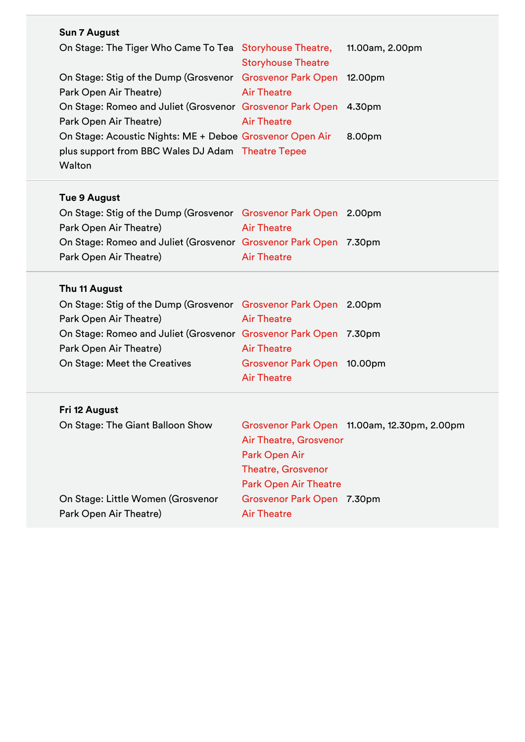**Sun 7 August**

| | | |
|---|---|---|
| On Stage: The Tiger Who Came To Tea | Storyhouse Theatre, Storyhouse Theatre | 11.00am, 2.00pm |
| On Stage: Stig of the Dump (Grosvenor Park Open Air Theatre) | Grosvenor Park Open Air Theatre | 12.00pm |
| On Stage: Romeo and Juliet (Grosvenor Park Open Air Theatre) | Grosvenor Park Open Air Theatre | 4.30pm |
| On Stage: Acoustic Nights: ME + Deboe plus support from BBC Wales DJ Adam Walton | Grosvenor Open Air Theatre Tepee | 8.00pm |

**Tue 9 August**

| | | |
|---|---|---|
| On Stage: Stig of the Dump (Grosvenor Park Open Air Theatre) | Grosvenor Park Open Air Theatre | 2.00pm |
| On Stage: Romeo and Juliet (Grosvenor Park Open Air Theatre) | Grosvenor Park Open Air Theatre | 7.30pm |

**Thu 11 August**

| | | |
|---|---|---|
| On Stage: Stig of the Dump (Grosvenor Park Open Air Theatre) | Grosvenor Park Open Air Theatre | 2.00pm |
| On Stage: Romeo and Juliet (Grosvenor Park Open Air Theatre) | Grosvenor Park Open Air Theatre | 7.30pm |
| On Stage: Meet the Creatives | Grosvenor Park Open Air Theatre | 10.00pm |

**Fri 12 August**

| | | |
|---|---|---|
| On Stage: The Giant Balloon Show | Grosvenor Park Open Air Theatre, Grosvenor Park Open Air Theatre, Grosvenor Park Open Air Theatre | 11.00am, 12.30pm, 2.00pm |
| On Stage: Little Women (Grosvenor Park Open Air Theatre) | Grosvenor Park Open Air Theatre | 7.30pm |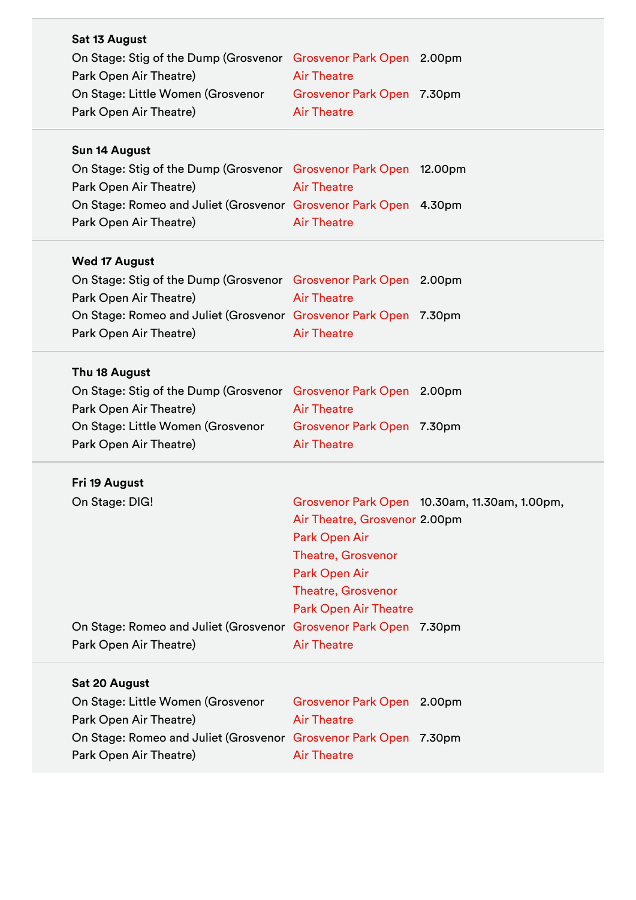**Sat 13 August**

| | | |
|---|---|---|
| On Stage: Stig of the Dump (Grosvenor Park Open Air Theatre) | Grosvenor Park Open Air Theatre | 2.00pm |
| On Stage: Little Women (Grosvenor Park Open Air Theatre) | Grosvenor Park Open Air Theatre | 7.30pm |

**Sun 14 August**

| | | |
|---|---|---|
| On Stage: Stig of the Dump (Grosvenor Park Open Air Theatre) | Grosvenor Park Open Air Theatre | 12.00pm |
| On Stage: Romeo and Juliet (Grosvenor Park Open Air Theatre) | Grosvenor Park Open Air Theatre | 4.30pm |

**Wed 17 August**

| | | |
|---|---|---|
| On Stage: Stig of the Dump (Grosvenor Park Open Air Theatre) | Grosvenor Park Open Air Theatre | 2.00pm |
| On Stage: Romeo and Juliet (Grosvenor Park Open Air Theatre) | Grosvenor Park Open Air Theatre | 7.30pm |

**Thu 18 August**

| | | |
|---|---|---|
| On Stage: Stig of the Dump (Grosvenor Park Open Air Theatre) | Grosvenor Park Open Air Theatre | 2.00pm |
| On Stage: Little Women (Grosvenor Park Open Air Theatre) | Grosvenor Park Open Air Theatre | 7.30pm |

**Fri 19 August**

| | | |
|---|---|---|
| On Stage: DIG! | Grosvenor Park Open Air Theatre, Grosvenor Park Open Air Theatre, Grosvenor Park Open Air Theatre, Grosvenor Park Open Air Theatre | 10.30am, 11.30am, 1.00pm, 2.00pm |
| On Stage: Romeo and Juliet (Grosvenor Park Open Air Theatre) | Grosvenor Park Open Air Theatre | 7.30pm |

**Sat 20 August**

| | | |
|---|---|---|
| On Stage: Little Women (Grosvenor Park Open Air Theatre) | Grosvenor Park Open Air Theatre | 2.00pm |
| On Stage: Romeo and Juliet (Grosvenor Park Open Air Theatre) | Grosvenor Park Open Air Theatre | 7.30pm |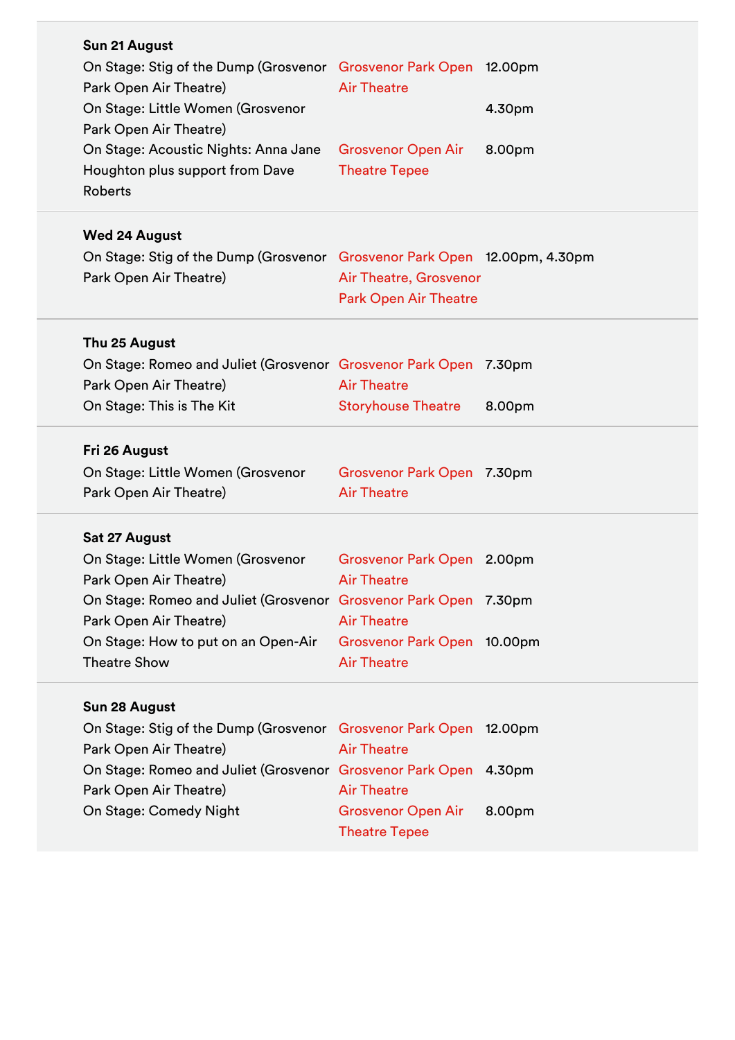**Sun 21 August**

| Event | Venue | Time |
|---|---|---|
| On Stage: Stig of the Dump (Grosvenor Park Open Air Theatre) | Grosvenor Park Open Air Theatre | 12.00pm |
| On Stage: Little Women (Grosvenor Park Open Air Theatre) | | 4.30pm |
| On Stage: Acoustic Nights: Anna Jane Houghton plus support from Dave Roberts | Grosvenor Open Air Theatre Tepee | 8.00pm |

**Wed 24 August**

| Event | Venue | Time |
|---|---|---|
| On Stage: Stig of the Dump (Grosvenor Park Open Air Theatre) | Grosvenor Park Open Air Theatre, Grosvenor Park Open Air Theatre | 12.00pm, 4.30pm |

**Thu 25 August**

| Event | Venue | Time |
|---|---|---|
| On Stage: Romeo and Juliet (Grosvenor Park Open Air Theatre) | Grosvenor Park Open Air Theatre | 7.30pm |
| On Stage: This is The Kit | Storyhouse Theatre | 8.00pm |

**Fri 26 August**

| Event | Venue | Time |
|---|---|---|
| On Stage: Little Women (Grosvenor Park Open Air Theatre) | Grosvenor Park Open Air Theatre | 7.30pm |

**Sat 27 August**

| Event | Venue | Time |
|---|---|---|
| On Stage: Little Women (Grosvenor Park Open Air Theatre) | Grosvenor Park Open Air Theatre | 2.00pm |
| On Stage: Romeo and Juliet (Grosvenor Park Open Air Theatre) | Grosvenor Park Open Air Theatre | 7.30pm |
| On Stage: How to put on an Open-Air Theatre Show | Grosvenor Park Open Air Theatre | 10.00pm |

**Sun 28 August**

| Event | Venue | Time |
|---|---|---|
| On Stage: Stig of the Dump (Grosvenor Park Open Air Theatre) | Grosvenor Park Open Air Theatre | 12.00pm |
| On Stage: Romeo and Juliet (Grosvenor Park Open Air Theatre) | Grosvenor Park Open Air Theatre | 4.30pm |
| On Stage: Comedy Night | Grosvenor Open Air Theatre Tepee | 8.00pm |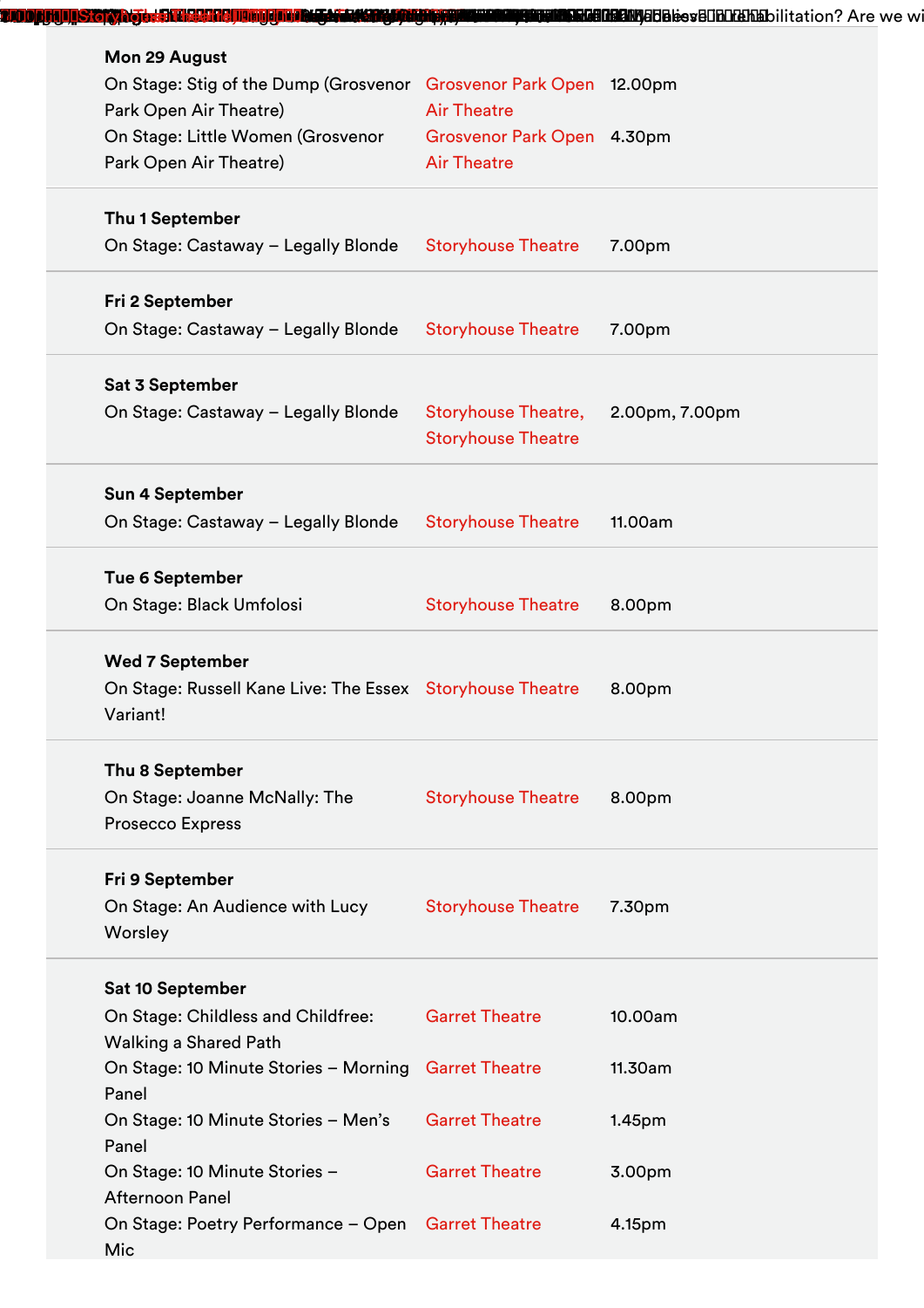| | | |
|---|---|---|
| **Mon 29 August** | | |
| On Stage: Stig of the Dump (Grosvenor Park Open Air Theatre) | Grosvenor Park Open Air Theatre | 12.00pm |
| On Stage: Little Women (Grosvenor Park Open Air Theatre) | Grosvenor Park Open Air Theatre | 4.30pm |
| **Thu 1 September** | | |
| On Stage: Castaway – Legally Blonde | Storyhouse Theatre | 7.00pm |
| **Fri 2 September** | | |
| On Stage: Castaway – Legally Blonde | Storyhouse Theatre | 7.00pm |
| **Sat 3 September** | | |
| On Stage: Castaway – Legally Blonde | Storyhouse Theatre, Storyhouse Theatre | 2.00pm, 7.00pm |
| **Sun 4 September** | | |
| On Stage: Castaway – Legally Blonde | Storyhouse Theatre | 11.00am |
| **Tue 6 September** | | |
| On Stage: Black Umfolosi | Storyhouse Theatre | 8.00pm |
| **Wed 7 September** | | |
| On Stage: Russell Kane Live: The Essex Variant! | Storyhouse Theatre | 8.00pm |
| **Thu 8 September** | | |
| On Stage: Joanne McNally: The Prosecco Express | Storyhouse Theatre | 8.00pm |
| **Fri 9 September** | | |
| On Stage: An Audience with Lucy Worsley | Storyhouse Theatre | 7.30pm |
| **Sat 10 September** | | |
| On Stage: Childless and Childfree: Walking a Shared Path | Garret Theatre | 10.00am |
| On Stage: 10 Minute Stories – Morning Panel | Garret Theatre | 11.30am |
| On Stage: 10 Minute Stories – Men's Panel | Garret Theatre | 1.45pm |
| On Stage: 10 Minute Stories – Afternoon Panel | Garret Theatre | 3.00pm |
| On Stage: Poetry Performance – Open Mic | Garret Theatre | 4.15pm |